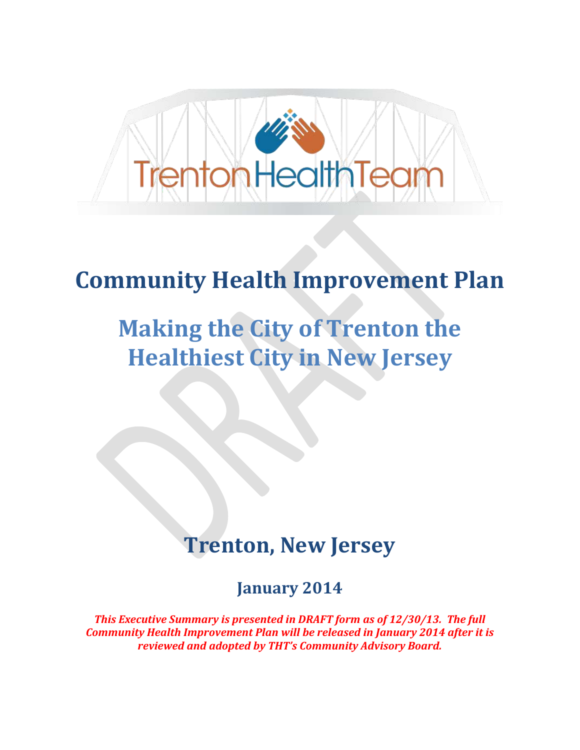Trenton Health Team

# Community Health Improvement Plan

## Making the City of Trenton the Healthiest City in New Jersey

## Trenton, New Jersey

### January 2014

***This Executive Summary is presented in DRAFT form as of 12/30/13. The full Community Health Improvement Plan will be released in January 2014 after it is reviewed and adopted by THT's Community Advisory Board.***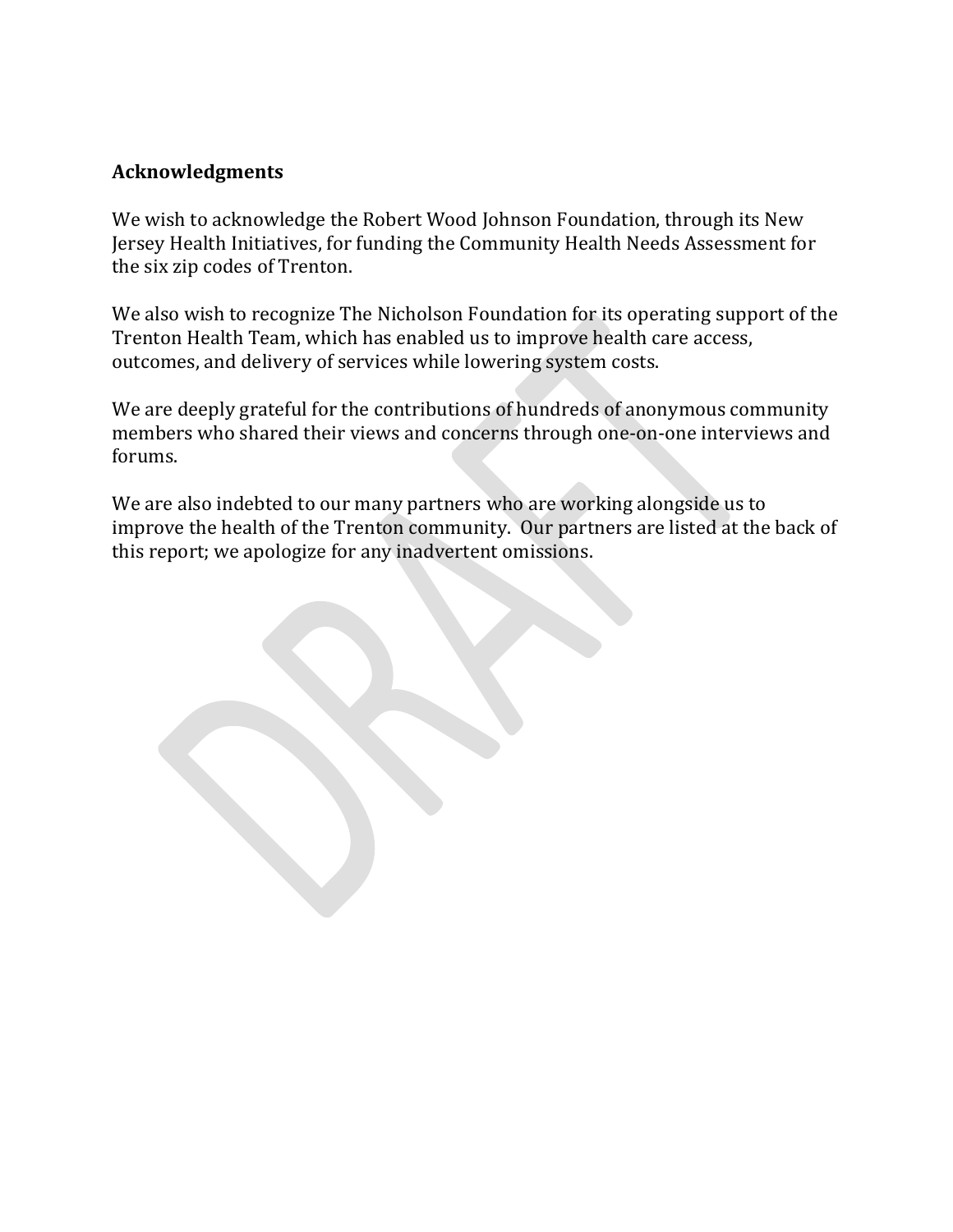## Acknowledgments

We wish to acknowledge the Robert Wood Johnson Foundation, through its New Jersey Health Initiatives, for funding the Community Health Needs Assessment for the six zip codes of Trenton.

We also wish to recognize The Nicholson Foundation for its operating support of the Trenton Health Team, which has enabled us to improve health care access, outcomes, and delivery of services while lowering system costs.

We are deeply grateful for the contributions of hundreds of anonymous community members who shared their views and concerns through one-on-one interviews and forums.

We are also indebted to our many partners who are working alongside us to improve the health of the Trenton community. Our partners are listed at the back of this report; we apologize for any inadvertent omissions.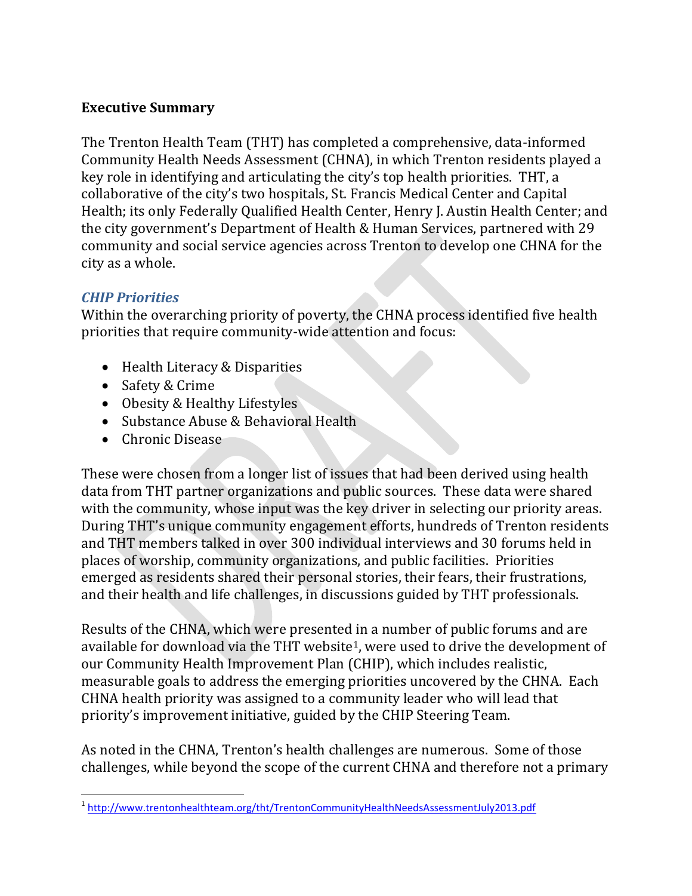**Executive Summary**

The Trenton Health Team (THT) has completed a comprehensive, data-informed Community Health Needs Assessment (CHNA), in which Trenton residents played a key role in identifying and articulating the city's top health priorities. THT, a collaborative of the city's two hospitals, St. Francis Medical Center and Capital Health; its only Federally Qualified Health Center, Henry J. Austin Health Center; and the city government's Department of Health & Human Services, partnered with 29 community and social service agencies across Trenton to develop one CHNA for the city as a whole.

### *CHIP Priorities*

Within the overarching priority of poverty, the CHNA process identified five health priorities that require community-wide attention and focus:

- Health Literacy & Disparities
- Safety & Crime
- Obesity & Healthy Lifestyles
- Substance Abuse & Behavioral Health
- Chronic Disease

These were chosen from a longer list of issues that had been derived using health data from THT partner organizations and public sources. These data were shared with the community, whose input was the key driver in selecting our priority areas. During THT's unique community engagement efforts, hundreds of Trenton residents and THT members talked in over 300 individual interviews and 30 forums held in places of worship, community organizations, and public facilities. Priorities emerged as residents shared their personal stories, their fears, their frustrations, and their health and life challenges, in discussions guided by THT professionals.

Results of the CHNA, which were presented in a number of public forums and are available for download via the THT website[1], were used to drive the development of our Community Health Improvement Plan (CHIP), which includes realistic, measurable goals to address the emerging priorities uncovered by the CHNA. Each CHNA health priority was assigned to a community leader who will lead that priority's improvement initiative, guided by the CHIP Steering Team.

As noted in the CHNA, Trenton's health challenges are numerous. Some of those challenges, while beyond the scope of the current CHNA and therefore not a primary

[1] http://www.trentonhealthteam.org/tht/TrentonCommunityHealthNeedsAssessmentJuly2013.pdf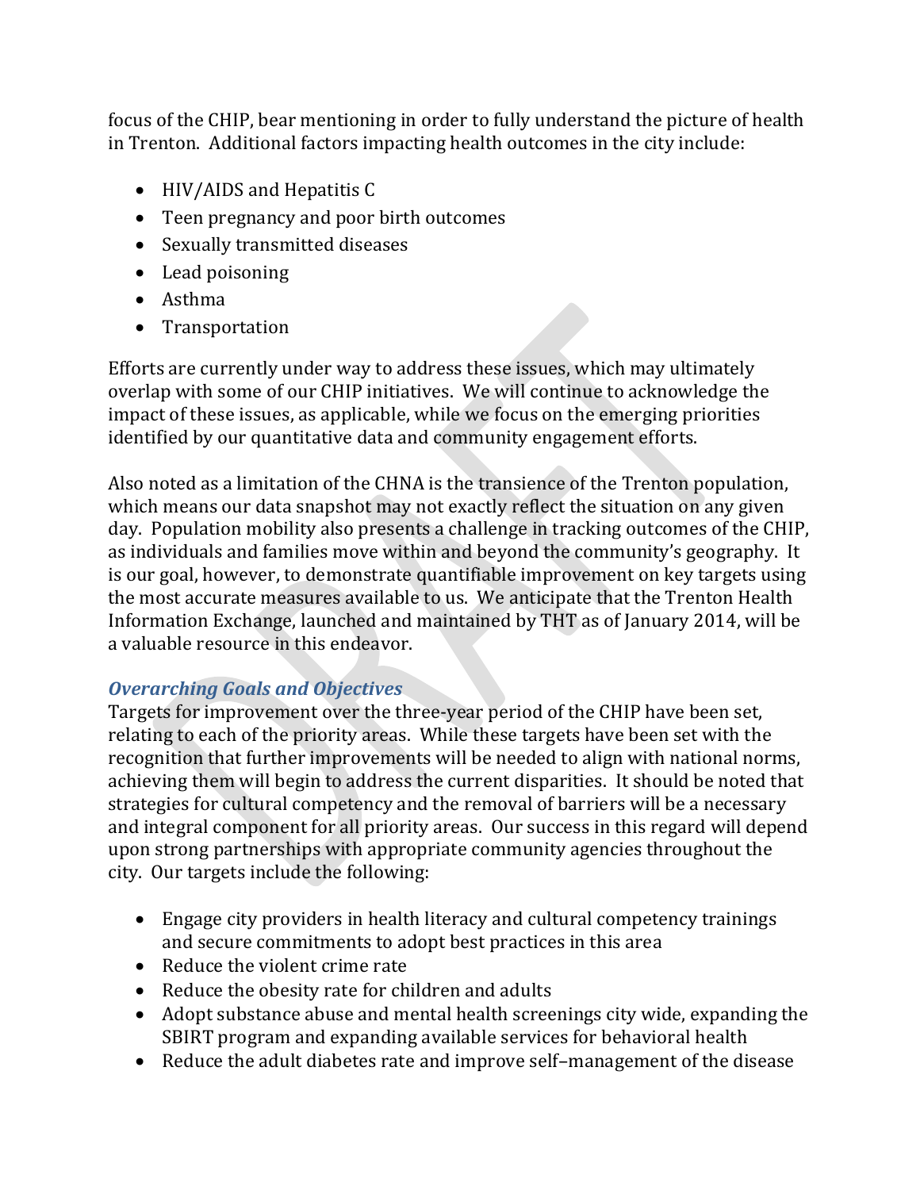focus of the CHIP, bear mentioning in order to fully understand the picture of health in Trenton. Additional factors impacting health outcomes in the city include:

- HIV/AIDS and Hepatitis C
- Teen pregnancy and poor birth outcomes
- Sexually transmitted diseases
- Lead poisoning
- Asthma
- Transportation

Efforts are currently under way to address these issues, which may ultimately overlap with some of our CHIP initiatives. We will continue to acknowledge the impact of these issues, as applicable, while we focus on the emerging priorities identified by our quantitative data and community engagement efforts.

Also noted as a limitation of the CHNA is the transience of the Trenton population, which means our data snapshot may not exactly reflect the situation on any given day. Population mobility also presents a challenge in tracking outcomes of the CHIP, as individuals and families move within and beyond the community's geography. It is our goal, however, to demonstrate quantifiable improvement on key targets using the most accurate measures available to us. We anticipate that the Trenton Health Information Exchange, launched and maintained by THT as of January 2014, will be a valuable resource in this endeavor.

### *Overarching Goals and Objectives*

Targets for improvement over the three-year period of the CHIP have been set, relating to each of the priority areas. While these targets have been set with the recognition that further improvements will be needed to align with national norms, achieving them will begin to address the current disparities. It should be noted that strategies for cultural competency and the removal of barriers will be a necessary and integral component for all priority areas. Our success in this regard will depend upon strong partnerships with appropriate community agencies throughout the city. Our targets include the following:

- Engage city providers in health literacy and cultural competency trainings and secure commitments to adopt best practices in this area
- Reduce the violent crime rate
- Reduce the obesity rate for children and adults
- Adopt substance abuse and mental health screenings city wide, expanding the SBIRT program and expanding available services for behavioral health
- Reduce the adult diabetes rate and improve self–management of the disease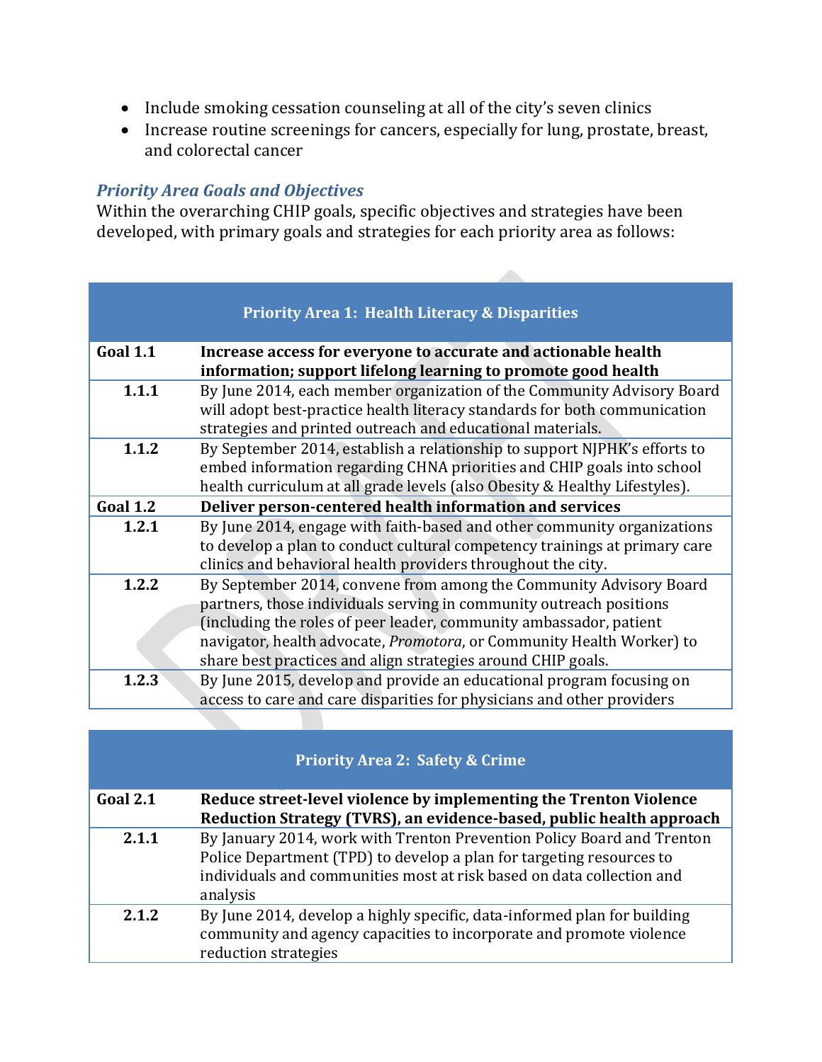- Include smoking cessation counseling at all of the city's seven clinics
- Increase routine screenings for cancers, especially for lung, prostate, breast, and colorectal cancer

### *Priority Area Goals and Objectives*

Within the overarching CHIP goals, specific objectives and strategies have been developed, with primary goals and strategies for each priority area as follows:

| Priority Area 1: Health Literacy & Disparities | |
|---|---|
| **Goal 1.1** | **Increase access for everyone to accurate and actionable health information; support lifelong learning to promote good health** |
| **1.1.1** | By June 2014, each member organization of the Community Advisory Board will adopt best-practice health literacy standards for both communication strategies and printed outreach and educational materials. |
| **1.1.2** | By September 2014, establish a relationship to support NJPHK's efforts to embed information regarding CHNA priorities and CHIP goals into school health curriculum at all grade levels (also Obesity & Healthy Lifestyles). |
| **Goal 1.2** | **Deliver person-centered health information and services** |
| **1.2.1** | By June 2014, engage with faith-based and other community organizations to develop a plan to conduct cultural competency trainings at primary care clinics and behavioral health providers throughout the city. |
| **1.2.2** | By September 2014, convene from among the Community Advisory Board partners, those individuals serving in community outreach positions (including the roles of peer leader, community ambassador, patient navigator, health advocate, *Promotora*, or Community Health Worker) to share best practices and align strategies around CHIP goals. |
| **1.2.3** | By June 2015, develop and provide an educational program focusing on access to care and care disparities for physicians and other providers |

| Priority Area 2: Safety & Crime | |
|---|---|
| **Goal 2.1** | **Reduce street-level violence by implementing the Trenton Violence Reduction Strategy (TVRS), an evidence-based, public health approach** |
| **2.1.1** | By January 2014, work with Trenton Prevention Policy Board and Trenton Police Department (TPD) to develop a plan for targeting resources to individuals and communities most at risk based on data collection and analysis |
| **2.1.2** | By June 2014, develop a highly specific, data-informed plan for building community and agency capacities to incorporate and promote violence reduction strategies |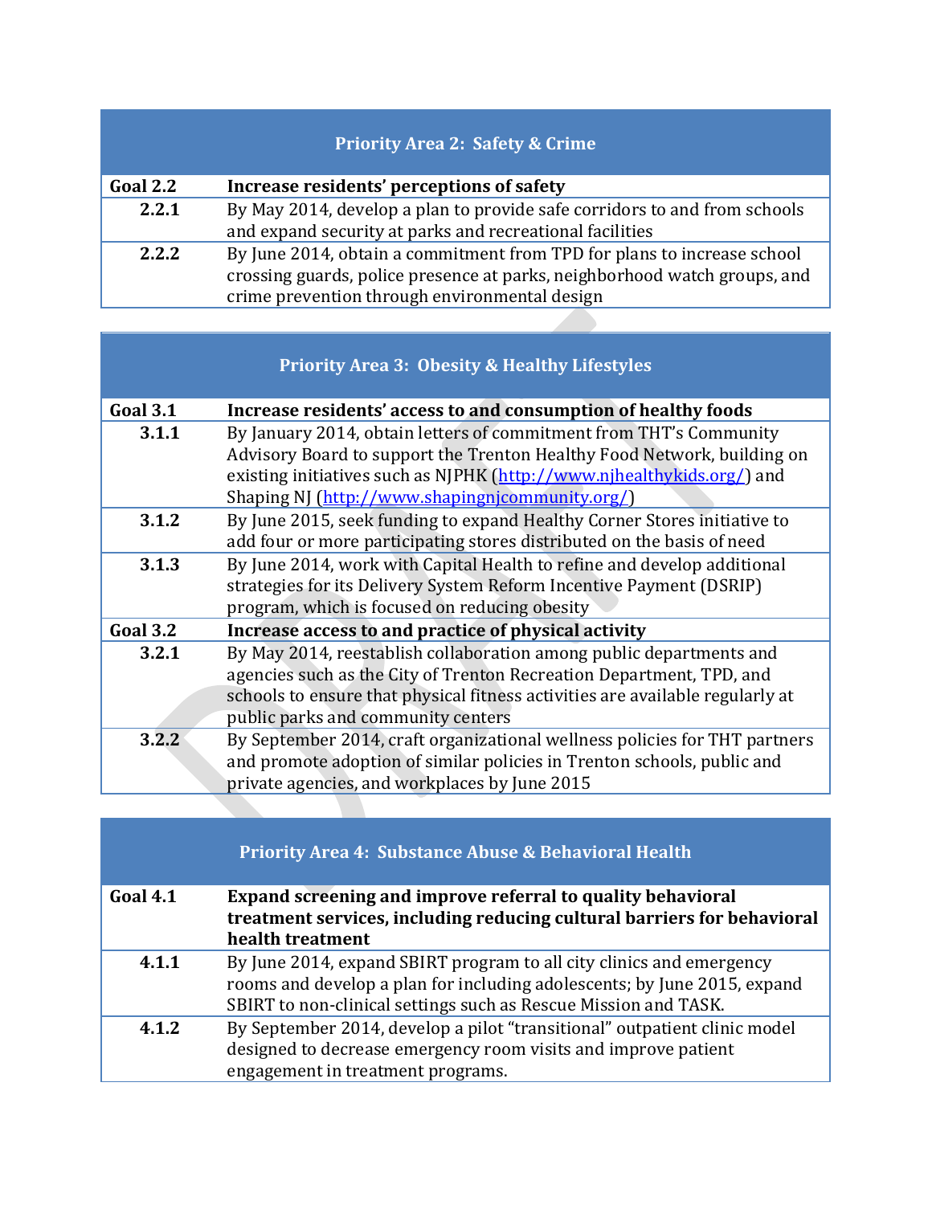| Priority Area 2: Safety & Crime | |
|---|---|
| **Goal 2.2** | **Increase residents' perceptions of safety** |
| **2.2.1** | By May 2014, develop a plan to provide safe corridors to and from schools and expand security at parks and recreational facilities |
| **2.2.2** | By June 2014, obtain a commitment from TPD for plans to increase school crossing guards, police presence at parks, neighborhood watch groups, and crime prevention through environmental design |

| Priority Area 3: Obesity & Healthy Lifestyles | |
|---|---|
| **Goal 3.1** | **Increase residents' access to and consumption of healthy foods** |
| **3.1.1** | By January 2014, obtain letters of commitment from THT's Community Advisory Board to support the Trenton Healthy Food Network, building on existing initiatives such as NJPHK (http://www.njhealthykids.org/) and Shaping NJ (http://www.shapingnjcommunity.org/) |
| **3.1.2** | By June 2015, seek funding to expand Healthy Corner Stores initiative to add four or more participating stores distributed on the basis of need |
| **3.1.3** | By June 2014, work with Capital Health to refine and develop additional strategies for its Delivery System Reform Incentive Payment (DSRIP) program, which is focused on reducing obesity |
| **Goal 3.2** | **Increase access to and practice of physical activity** |
| **3.2.1** | By May 2014, reestablish collaboration among public departments and agencies such as the City of Trenton Recreation Department, TPD, and schools to ensure that physical fitness activities are available regularly at public parks and community centers |
| **3.2.2** | By September 2014, craft organizational wellness policies for THT partners and promote adoption of similar policies in Trenton schools, public and private agencies, and workplaces by June 2015 |

| Priority Area 4: Substance Abuse & Behavioral Health | |
|---|---|
| **Goal 4.1** | **Expand screening and improve referral to quality behavioral treatment services, including reducing cultural barriers for behavioral health treatment** |
| **4.1.1** | By June 2014, expand SBIRT program to all city clinics and emergency rooms and develop a plan for including adolescents; by June 2015, expand SBIRT to non-clinical settings such as Rescue Mission and TASK. |
| **4.1.2** | By September 2014, develop a pilot "transitional" outpatient clinic model designed to decrease emergency room visits and improve patient engagement in treatment programs. |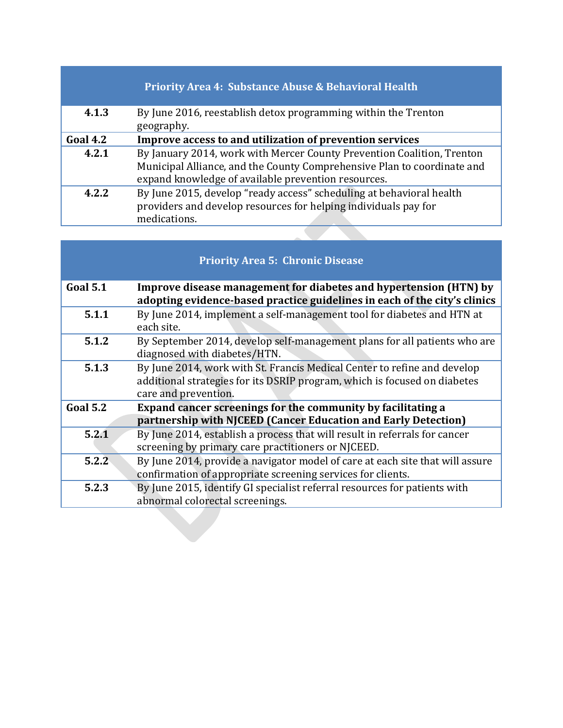| Priority Area 4: Substance Abuse & Behavioral Health | |
|---|---|
| **4.1.3** | By June 2016, reestablish detox programming within the Trenton geography. |
| **Goal 4.2** | **Improve access to and utilization of prevention services** |
| **4.2.1** | By January 2014, work with Mercer County Prevention Coalition, Trenton Municipal Alliance, and the County Comprehensive Plan to coordinate and expand knowledge of available prevention resources. |
| **4.2.2** | By June 2015, develop "ready access" scheduling at behavioral health providers and develop resources for helping individuals pay for medications. |

| Priority Area 5: Chronic Disease | |
|---|---|
| **Goal 5.1** | **Improve disease management for diabetes and hypertension (HTN) by adopting evidence-based practice guidelines in each of the city's clinics** |
| **5.1.1** | By June 2014, implement a self-management tool for diabetes and HTN at each site. |
| **5.1.2** | By September 2014, develop self-management plans for all patients who are diagnosed with diabetes/HTN. |
| **5.1.3** | By June 2014, work with St. Francis Medical Center to refine and develop additional strategies for its DSRIP program, which is focused on diabetes care and prevention. |
| **Goal 5.2** | **Expand cancer screenings for the community by facilitating a partnership with NJCEED (Cancer Education and Early Detection)** |
| **5.2.1** | By June 2014, establish a process that will result in referrals for cancer screening by primary care practitioners or NJCEED. |
| **5.2.2** | By June 2014, provide a navigator model of care at each site that will assure confirmation of appropriate screening services for clients. |
| **5.2.3** | By June 2015, identify GI specialist referral resources for patients with abnormal colorectal screenings. |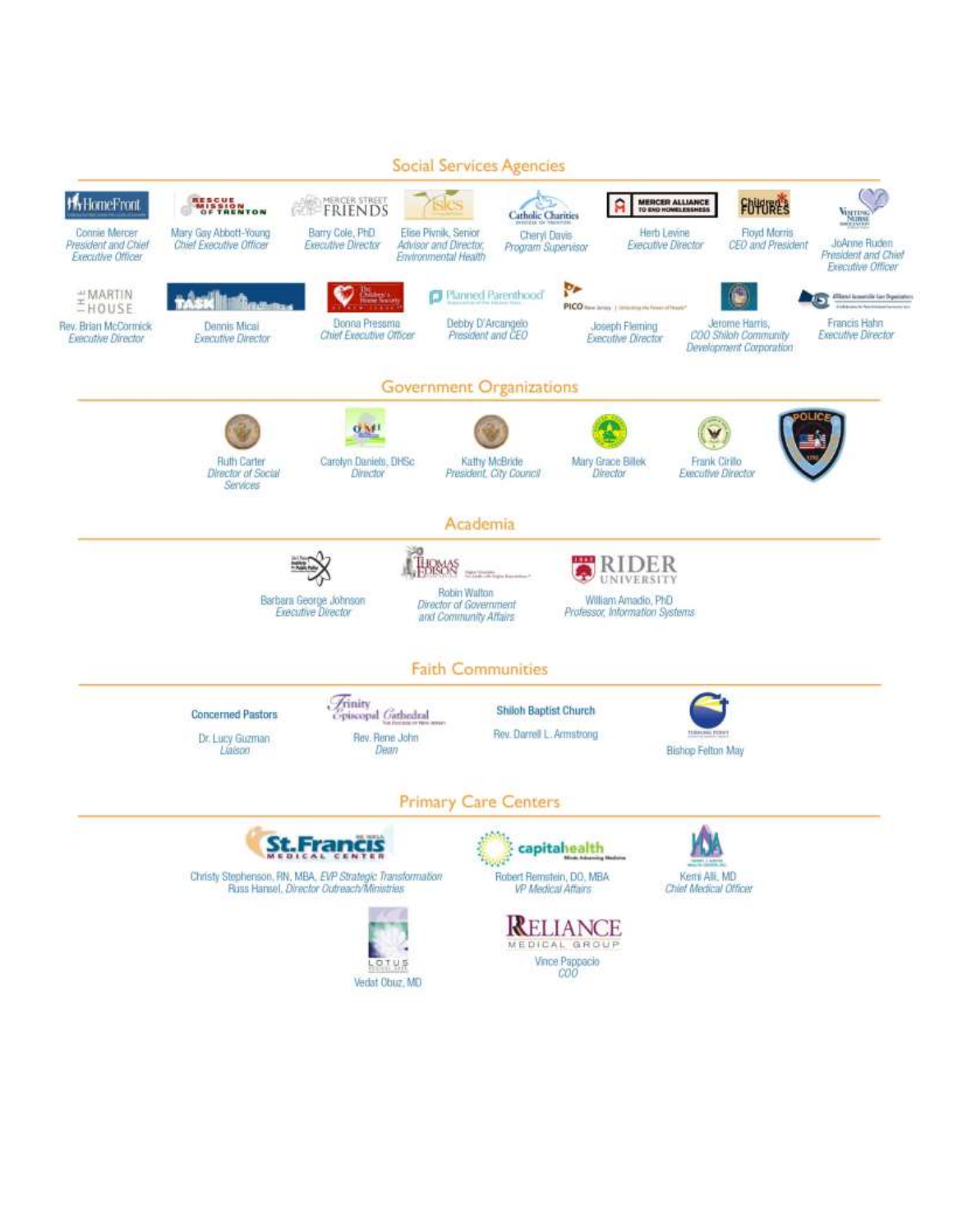## Social Services Agencies

HomeFront
Connie Mercer
*President and Chief Executive Officer*

Rescue Mission of Trenton
Mary Gay Abbott-Young
*Chief Executive Officer*

Mercer Street Friends
Barry Cole, PhD
*Executive Director*

Isles
Elise Pivnik, Senior
*Advisor and Director, Environmental Health*

Catholic Charities
Cheryl Davis
*Program Supervisor*

Mercer Alliance to End Homelessness
Herb Levine
*Executive Director*

Children's Futures
Floyd Morris
*CEO and President*

Visiting Nurse Association
JoAnne Ruden
*President and Chief Executive Officer*

The Martin House
Rev. Brian McCormick
*Executive Director*

TASK
Dennis Micai
*Executive Director*

The Children's Home Society
Donna Pressma
*Chief Executive Officer*

Planned Parenthood
Debby D'Arcangelo
*President and CEO*

PICO New Jersey
Joseph Fleming
*Executive Director*

Jerome Harris,
*COO Shiloh Community Development Corporation*

Francis Hahn
*Executive Director*

## Government Organizations

Ruth Carter
*Director of Social Services*

Carolyn Daniels, DHSc
*Director*

Kathy McBride
*President, City Council*

Mary Grace Billek
*Director*

Frank Cirillo
*Executive Director*

## Academia

Barbara George Johnson
*Executive Director*

Thomas Edison
Robin Walton
*Director of Government and Community Affairs*

Rider University
William Amadio, PhD
*Professor, Information Systems*

## Faith Communities

**Concerned Pastors**
Dr. Lucy Guzman
*Liaison*

Trinity Episcopal Cathedral
Rev. Rene John
*Dean*

**Shiloh Baptist Church**
Rev. Darrell L. Armstrong

Turning Point
Bishop Felton May

## Primary Care Centers

St. Francis Medical Center
Christy Stephenson, RN, MBA, *EVP Strategic Transformation*
Russ Hansel, *Director Outreach/Ministries*

capitalhealth
Robert Remstein, DO, MBA
*VP Medical Affairs*

Kemi Alli, MD
*Chief Medical Officer*

Lotus
Vedat Obuz, MD

Reliance Medical Group
Vince Pappacio
*COO*